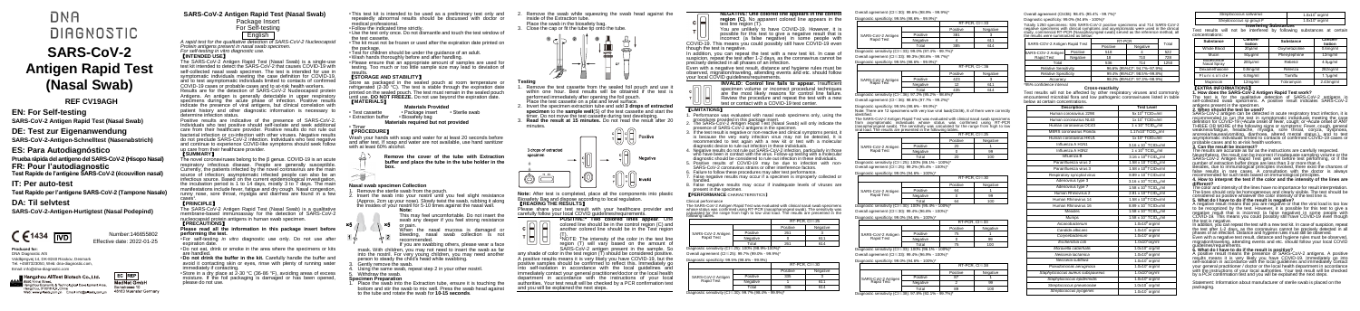# DNA DIAGNOSTIC

# SARS-CoV-2 Antigen Rapid Test (Nasal Swab)

**REF CV19AGH**

**EN: For Self-testing**

SARS-CoV-2 Antigen Rapid Test (Nasal Swab)

**DE: Test zur Eigenanwendung**

SARS-CoV-2-Antigen-Schnelltest (Nasenabstrich)

**ES: Para Autodiagnóstico**

Prueba rápida del antígeno del SARS-CoV-2 (Hisopo Nasal)

**FR: Pour l'autodiagnostic**

Test Rapide de l'antigène SARS-CoV-2 (écouvillon nasal)

**IT: Per auto-test**

Test Rapido per l'antigene SARS-CoV-2 (Tampone Nasale)

**DA: Til selvtest**

SARS-CoV-2-Antigen-Hurtigtest (Nasal Podpind)

Number:146655802

Effective date: 2022-01-25

**Produced for:**
DNA Diagnostic A/S
Voldbjergvej 16, DK-8240 Risskov, Denmark

**Hangzhou AllTest Biotech Co.,Ltd.**

MedNet GmbH

---

## SARS-CoV-2 Antigen Rapid Test (Nasal Swab)

Package Insert
For Self-testing
[English]

*A rapid test for the qualitative detection of SARS-CoV-2 Nucleocapsid Protein antigens present in nasal swab specimen.*
*For self-testing in vitro diagnostic use.*

### 【INTENDED USE】

The SARS-CoV-2 Antigen Rapid Test (Nasal Swab) is a single-use test kit intended to detect the SARS-CoV-2 that causes COVID-19 with self-collected nasal swab specimen. The test is intended for use in symptomatic individuals meeting the case definition for COVID-19 and to test asymptomatic individuals limited to contacts of confirmed COVID-19 cases or probable cases and to test healthy individuals.

Results are for the detection of SARS-CoV-2 Nucleocapsid protein Antigens. An antigen is generally detectable in upper respiratory specimens during the acute phase of infection. Positive results indicate the presence of viral antigens, but clinical correlation with patient history and other diagnostic information is necessary to determine infection status.

Positive results are indicative of the presence of SARS-CoV-2. Individuals who test positive should self-isolate and seek additional care from their healthcare provider. Positive results do not rule out bacterial infection or co-infection with other viruses. Negative results do not preclude SARS-CoV-2 infection. Individuals who test negative and continue to experience COVID-like symptoms should seek follow up care from their healthcare provider.

### 【SUMMARY】

The novel coronaviruses belong to the β genus. COVID-19 is an acute respiratory infectious disease. People are generally susceptible. Currently, the patients infected by the novel coronavirus are the main source of infection; asymptomatic infected people can also be an infectious source. Based on the current epidemiological investigation, the incubation period is 1 to 14 days, mostly 3 to 7 days. The main manifestations include fever, fatigue and dry cough. Nasal congestion, runny nose, sore throat, myalgia and diarrhea are found in a few cases.

### 【PRINCIPLE】

The SARS-CoV-2 Antigen Rapid Test (Nasal Swab) is a qualitative membrane-based immunoassay for the detection of SARS-CoV-2 nucleocapsid protein antigens in human swab specimen.

### 【PRECAUTIONS】

**Please read all the information in this package insert before performing the test.**

- For self-testing in vitro diagnostic use only. Do not use after expiration date.
- Do not eat, drink or smoke in the area where the specimens or kits are handled.
- **Do not drink the buffer in the kit.** Carefully handle the buffer and avoid it contacting skin or eyes, rinse with plenty of running water immediately if contacting.
- Store in a dry place at 2-30 °C (36-86 °F), avoiding areas of excess moisture. If the packaging is damaged or has been opened, please do not use.
- This test kit is intended to be used as a preliminary test only and repeatedly abnormal results should be discussed with doctor or medical professional.
- Follow the indicated time strictly.
- Use the test only once. Do not dismantle and touch the test window of the test cassette.
- The kit must not be frozen or used after the expiration date printed on the package.
- Test for children should be under the guidance of an adult.
- Wash hands thoroughly before and after handling.
- Please ensure that an appropriate amount of samples are used for testing. Too much or too little sample size may lead to deviation of results.

### 【STORAGE AND STABILITY】

Store as packaged in the sealed pouch at room temperature or refrigerated (2-30 °C). The test is stable through the expiration date printed on the sealed pouch. The test must remain in the sealed pouch until use. **DO NOT FREEZE.** Do not use beyond the expiration date.

### 【MATERIALS】

**Materials Provided**

- Test cassette
- Extraction buffer
- Package insert
- Biosafety bag
- Sterile swab

**Materials required but not provided**

- Timer

### 【PROCEDURE】

Wash your hands with soap and water for at least 20 seconds before and after test. If soap and water are not available, use hand sanitizer with at least 60% alcohol.

**Remove the cover of the tube with Extraction buffer and place the tube in the tube holder in the box.**

**Nasal swab specimen Collection**

1. Remove the sterile swab from the pouch.
2. Insert the swab into your nostril until you feel slight resistance (Approx. 2cm up your nose). Slowly rotate the swab, rubbing it along the insides of your nostril for 5-10 times against the nasal wall.

**Note:**
You may feel uncomfortable. Do not insert the swab any deeper if you feel strong resistance or pain.
When the nasal mucosa is damaged or bleeding, nasal swab collection is not recommended.
If you are swabbing others, please wear a face mask. With children, you may not need to insert the swab as far into the nostril. For very young children, you may need another person to steady the child's head while swabbing.

3. Gently remove the swab.
4. Using the same swab, repeat step 2 in your other nostril.
5. Withdraw the swab.

**Specimen Preparation**

1. Place the swab into the Extraction tube, ensure it is touching the bottom and stir the swab to mix well. Press the swab head against to the tube and rotate the swab for **10-15 seconds**.
2. Remove the swab while squeezing the swab head against the inside of the Extraction tube.
   Place the swab in the biosafety bag.
3. Close the cap or fit the tube tip onto the tube.

**Testing**

1. Remove the test cassette from the sealed foil pouch and use it within one hour. Best results will be obtained if the test is performed immediately after opening the foil pouch.
   Place the test cassette on a flat and level surface.
2. Invert the specimen extraction tube and add **3 drops of extracted specimen** to the specimen well (S) of the test cassette and start the timer. Do not move the test cassette during test developing.
3. **Read the result at 15 minutes.** Do not read the result after 20 minutes.

**Note:** After test is completed, place all the components into plastic Biosafety Bag and dispose according to local regulation.

### 【READING THE RESULTS】

Please share your test result with your healthcare provider and carefully follow your local COVID guidelines/requirements.

**POSITIVE: Two colored lines appear.** One colored line should be in the control region (C) and another colored line should be in the Test region (T).

**NOTE:** The intensity of the color in the test line region (T) will vary based on the amount of SARS-CoV-2 antigen present in the sample. So any shade of color in the test region (T) should be considered positive.

A positive results means it is very likely you have COVID-19, but the positive samples should be confirmed. Immediately go into self-isolation in accordance with the local guidelines and immediately contact your general practitioner/doctor or the local health department in accordance with the instructions of your local authorities. Your test result will be checked by a PCR confirmation test and you will be explained the next steps.

**NEGATIVE: One colored line appears in the control region (C).** No apparent colored line appears in the test line region (T).

You are unlikely to have COVID-19. However, it is possible for this test to give a negative result that is incorrect (a false negative) in some people with COVID-19. This means you could possibly still have COVID-19 even though the test is negative.

In addition, you can repeat the test with a new test kit. In case of suspicion, repeat the test after 1-2 days, as the coronavirus cannot be precisely detected in all phases of an infection.

Even with a negative test result, distance and hygiene rules must be observed, migration/traveling, attending events and etc. should follow your local COVID guidelines/requirements.

**INVALID: Control line fails to appear.** Insufficient specimen volume or incorrect procedural techniques are the most likely reasons for control line failure. Review the procedure and repeat the test with a new test or contact with a COVID-19 test center.

### 【LIMITATIONS】

1. Performance was evaluated with nasal swab specimens only, using the procedures provided in this package insert.
2. The SARS-CoV-2 Antigen Rapid Test (Nasal Swab) will only indicate the presence of SARS-CoV-2 antigens in the specimen.
3. If the test result is negative or non-reactive and clinical symptoms persist, it is because the very early infection virus may not be detected. It is recommended to test again with a new kit or test with a molecular diagnostic device to rule out infection in these individuals.
4. Negative results do not rule out SARS-CoV-2 infection, particularly in those who have been in contact with the virus. Follow-up testing with a molecular diagnostic should be considered to rule out infection in these individuals.
5. Positive results of COVID-19 may be due to infection with non-SARS-CoV-2 coronavirus strains or other interference factors.
6. Failure to follow these procedures may alter test performance.
7. False negative results may occur if a specimen is improperly collected or handled.
8. False negative results may occur if inadequate levels of viruses are present in the specimen.

### 【PERFORMANCE CHARACTERISTICS】

Clinical performance

The SARS-CoV-2 Antigen Rapid Test was evaluated with clinical nasal swab specimens whose status was confirmed using RT-PCR (nasopharyngeal swab). The sensitivity was calculated with the sample high (Ct-value) and low. The results are summarized in the following tables:

| SARS-CoV-2 Antigen Rapid Test | | RT-PCR, Ct ≤ 33 | | |
|---|---|---|---|---|
| | | Positive | Negative | |
| | Positive | 251 | 3 | |
| | Negative | 0 | 611 | |
| | Total | 251 | 614 | |

Diagnostic sensitivity (Ct ≤ 33): 100.0% (98.5% - 100%)*
Diagnostic specificity: 99.5% (98.6% - 99.9%)*

| SARS-CoV-2 Antigen Rapid Test | | RT-PCR, Ct ≤ 30 | |
|---|---|---|---|
| | | Positive | Negative |
| | Positive | 75 | 3 |
| | Negative | 0 | 611 |
| | Total | 75 | 614 |

| SARS-CoV-2 Antigen Rapid Test | | RT-PCR, Ct ≤ 38 | |
|---|---|---|---|
| | | Positive | Negative |
| | Positive | 326 | 3 |
| | Negative | 15 | 611 |
| | Total | 341 | 614 |

Overall agreement (Ct ≤ 38): 98.1% (96.9% - 98.9%)*

| SARS-CoV-2 Antigen Rapid Test | | RT-PCR | |
|---|---|---|---|
| | | Positive | Negative |
| | Positive | 323 | 3 |
| | Negative | 18 | 611 |
| | Total | 341 | 614 |

Note: There are 12 specimens with only very high viral loads (Ct ≤ 38).

| SARS-CoV-2 Antigen Rapid Test | | RT-PCR | |
|---|---|---|---|
| | | Positive | Negative |
| | Positive | 98 | 1 |
| | Negative | 2 | 99 |
| | Total | 100 | 100 |

| SARS-CoV-2 Antigen Rapid Test | | RT-PCR | |
|---|---|---|---|
| | | Positive | Negative |
| | Positive | 518 | 3 |
| | Negative | 18 | 710 |
| | Total | 536 | 713 |

| | |
|---|---|
| Relative Sensitivity | 96.6% (95.0%-97.8%) |
| Relative Specificity | 99.6% (98.8%-99.9%) |
| Accuracy | 98.3% (97.4%-98.9%) |

*95% confidence interval

**Cross-reactivity**

Test results will not be affected by other respiratory viruses and commonly encountered microbial flora and low pathogenic coronaviruses listed in table below at certain concentrations.

| Description | Test Level |
|---|---|
| Human coronavirus 229E | $5\times10^5$ TCID$_{50}$/ml |
| Human coronavirus NL63 | $1\times10^6$ TCID$_{50}$/ml |
| Human coronavirus OC43 | $1\times10^6$ TCID$_{50}$/ml |
| MERS coronavirus Florida | $1.17\times10^4$ TCID$_{50}$/ml |
| Human coronavirus HKU1 | $1\times10^6$ TCID$_{50}$/ml |
| Influenza A H1N1 | $3.16\times10^5$ TCID$_{50}$/ml |
| Influenza A H3N2 | $1\times10^5$ TCID$_{50}$/ml |
| Influenza B | $3.16\times10^6$ TCID$_{50}$/ml |
| Parainfluenza virus 2 | $1.58\times10^7$ TCID$_{50}$/ml |
| Parainfluenza virus 3 | $1.58\times10^8$ TCID$_{50}$/ml |
| Respiratory syncytial virus | $8.89\times10^4$ TCID$_{50}$/ml |
| Adenovirus type 3 | $3.16\times10^4$ TCID$_{50}$/ml |
| Adenovirus type 7 | $1.58\times10^5$ TCID$_{50}$/ml |
| Human Rhinovirus 2 | $2.81\times10^4$ TCID$_{50}$/ml |
| Human Rhinovirus 14 | $1.58\times10^6$ TCID$_{50}$/ml |
| Human Rhinovirus 16 | $8.89\times10^6$ TCID$_{50}$/ml |
| Measles | $1.58\times10^4$ TCID$_{50}$/ml |
| Mumps | $1.58\times10^4$ TCID$_{50}$/ml |
| Arcanobacterium | $1.0\times10^8$ org/ml |
| Candida albicans | $1.0\times10^8$ org/ml |
| Corynebacterium | $1.0\times10^8$ org/ml |
| Escherichia coli | $1.0\times10^8$ org/ml |
| Moraxella catarrhalis | $1.0\times10^8$ org/ml |
| Neisseria lactamica | $1.0\times10^8$ org/ml |
| Neisseria subflava | $1.0\times10^8$ org/ml |
| Pseudomonas aeruginosa | $1.0\times10^8$ org/ml |
| Staphylococcus aureus subspaureus | $1.0\times10^8$ org/ml |
| Staphylococcus epidermidis | $1.0\times10^8$ org/ml |
| Streptococcus pneumoniae | $1.0\times10^8$ org/ml |
| Streptococcus pyogenes | $1.0\times10^8$ org/ml |
| Streptococcus salivarius | $1.0\times10^8$ org/ml |

**Interfering Substances**

Test results will not be interfered by following substances at certain concentrations:

| Substance | Concentration | Substance | Concentration |
|---|---|---|---|
| Whole Blood | 4% | Oxymetazoline | 10mg/ml |
| Mucin | 50μg/ml | Phenylephrine | 12mg/ml |
| Budesonide Nasal Spray | 200μl/ml | Rebetol | 4.5μg/ml |
| Dexamethasone | 0.8mg/ml | Relenza | 282ng/ml |
| Flunisolide | 6.8ng/ml | Tamiflu | 1.1μg/ml |
| Mupirocin | 12mg/ml | Tobramycin | 2.43mg/ml |

### 【EXTRA INFORMATION】

**1. How does the SARS-CoV-2 Antigen Rapid Test work?**

The test is for the qualitative detection of SARS-CoV-2 antigens in self-collected nasal swab samples. A positive result indicates SARS-CoV-2 antigens present in the specimen.

**2. When should the test be used?**

SARS-CoV-2 antigen can be detected in acute respiratory tract infection, it is recommended to run the test in symptomatic individuals meeting the case definition for COVID-19 or individuals limited to contacts of confirmed or probable cases and to test healthy individuals. Symptoms include fever, cough, headache/dizziness, sore throat, myalgia, nasal congestion, runny nose, diarrhea, altered mental status, and loss of taste or smell.

**3. Can the result be incorrect?**

The results are accurate as far as the instructions are carefully respected. Nevertheless, the result can be incorrect if inadequate sampling volume or the SARS-CoV-2 Antigen Rapid Test gets wet before test performing, or if the number of extraction buffer drops are less than 3 or more than 4.

Besides, due to immunological principles involved, there exist the chances of false results in rare cases. A consultation with the doctor is always recommended for such tests based on immunological principles.

**4. How to interpret the test if the color and the intensity of the lines are different?**

The color and intensity of the lines have no importance for result interpretation. The lines should only be homogeneous and clearly visible. The test should be considered as positive whatever the color intensity of the test line is.

**5. What do I have to do if the result is negative?**

A negative result means that you are negative or that the viral load is too low to be recognized by the test. However, it is possible for this test to give a negative result that is incorrect (a false negative) in some people with COVID-19. This means you could possibly still have COVID-19 even though the test is negative.

In addition, you can repeat the test with a new test kit. In case of suspicion, repeat the test after 1-2 days, as the coronavirus cannot be precisely detected in all phases of an infection.

Even with a negative test result, distance and hygiene rules must be observed, migration/traveling, attending events and etc. should follow your local COVID guidelines/requirements.

**6. What do I have to do if the result is positive?**

A positive result means the presence of SARS-CoV-2 antigens. A positive results means it is very likely you have COVID-19, immediately go into self-isolation in accordance with the local guidelines and immediately contact your general practitioner / doctor or the local health department in accordance with the instructions of your local authorities. Your test result will be checked by a PCR confirmation test and you will be explained the next steps.

Statement: Information about manufacturer of sterile swab is placed on the packaging.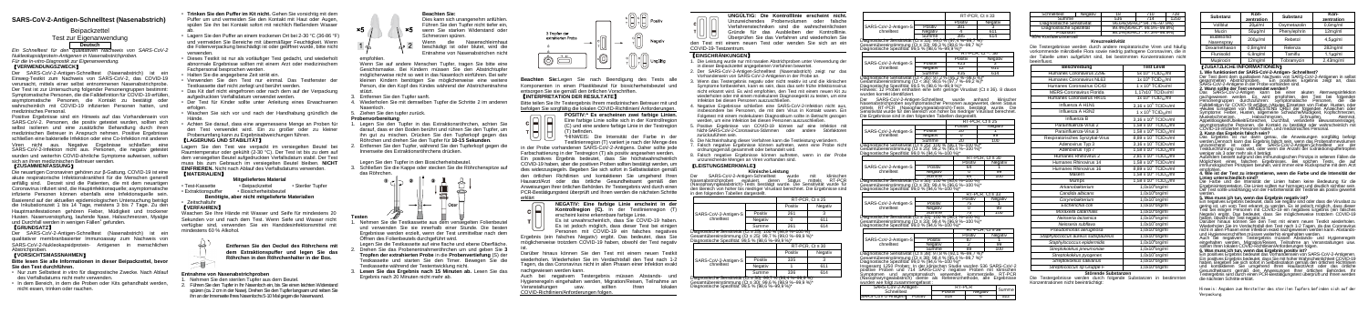# SARS-CoV-2-Antigen-Schnelltest (Nasenabstrich)

Beipackzettel

Test zur Eigenanwendung

Deutsch

*Ein Schnelltest für den qualitativen Nachweis von SARS-CoV-2 Nukleokapsidprotein-Antigenen in Nasenabstrichproben. Für die in-vitro-Diagnostik zur Eigenanwendung.*

## 【VERWENDUNGSZWECK】

Der SARS-CoV-2-Antigen-Schnelltest (Nasenabstrich) ist ein Einweg-Testkit zum Nachweis von SARS-CoV-2, das COVID-19 verursacht, mittels einer selbst entnommenen Nasenabstrichprobe. Der Test ist zur Unterstützung folgender Personengruppen bestimmt: Symptomatische Personen, die die Falldefinition für COVID-19 erfüllen, asymptomatische Personen, die keine Symptome aufweisen, aber wahrscheinlich mit COVID-19 infizierten Personen hatten, und medizinisches Personal.

Positive Ergebnisse sind ein Hinweis auf das Vorhandensein von SARS-CoV-2. Personen, die positiv getestet wurden, sollten sich selbst isolieren und eine zusätzliche Behandlung durch ihren medizinischen Betreuer in Anspruch nehmen. Positive Ergebnisse schließen eine bakterielle Infektion oder eine Co-Infektion mit anderen Viren nicht aus. Negative Ergebnisse schließen eine SARS-CoV-2-Infektion nicht aus. Personen, die negativ getestet wurden und weiterhin COVID-ähnliche Symptome aufweisen, sollten sich an ihren medizinischen Betreuer wenden.

## 【ZUSAMMENFASSUNG】

Die neuartigen Coronaviren gehören zur β-Gattung. COVID-19 ist eine akute respiratorische Infektionskrankheit für die Menschen generell anfällig sind. Derzeit sind die Patienten, die mit dem neuartigen Coronavirus infiziert sind, die Hauptinfektionsquelle; asymptomatische infizierte Personen können ebenfalls eine Infektionsquelle sein. Basierend auf der aktuellen epidemiologischen Untersuchung beträgt die Inkubationszeit 1 bis 14 Tage, meistens 3 bis 7 Tage. Zu den Hauptmanifestationen gehören Fieber, Müdigkeit und trockener Husten. Nasenverstopfung, laufende Nase, Halsschmerzen, Myalgie und Durchfall werden in wenigen Fällen gefunden.

## 【GRUNDSATZ】

Der SARS-CoV-2-Antigen-Schnelltest (Nasenabstrich) ist ein qualitativer membranbasierter Immunoassay zum Nachweis von SARS-CoV-2-Nukleokapsidprotein-Antigenen in menschlichen Abstrichproben.

## 【VORSICHTSMAẞNAHMEN】

**Bitte lesen Sie alle Informationen in dieser Beipackzettel, bevor Sie den Test durchführen.**

- Nur zum Selbsttest in vitro für diagnostische Zwecke. Nach Ablauf des Verfallsdatums nicht mehr verwenden.
- In dem Bereich, in dem die Proben oder Kits gehandhabt werden, nicht essen, trinken oder rauchen.
- **Trinken Sie den Puffer im Kit nicht.** Gehen Sie vorsichtig mit dem Puffer um und vermeiden Sie den Kontakt mit Haut oder Augen, spülen Sie bei Kontakt sofort mit reichlich fließendem Wasser ab.
- Lagern Sie den Puffer an einem trockenen Ort bei 2-30 °C (36-86 °F) und vermeiden Sie Bereiche mit übermäßiger Feuchtigkeit. Wenn die Folienverpackung beschädigt ist oder geöffnet wurde, bitte nicht verwenden.
- Dieses Testkit ist nur als vorläufiger Test gedacht, und wiederholt abnormale Ergebnisse sollten mit einem Arzt oder medizinischem Fachpersonal besprochen werden.
- Halten Sie sich strikt an die angegebene Zeit.
- Verwenden Sie den Test nur einmal. Das Testfenster der Testkassette darf nicht zerlegt und berührt werden.
- Das Kit darf nicht eingefroren oder nach dem auf der Verpackung angegebenen Verfallsdatum verwendet werden.
- Der Test für Kinder sollte unter Anleitung eines Erwachsenen erfolgen.
- Waschen Sie sich vor und nach der Handhabung gründlich die Hände.
- Achten Sie darauf, dass eine angemessene Menge an Proben für den Test verwendet wird. Ein zu großer oder zu kleiner Probenumfang kann zu Ergebnisabweichungen führen.

## 【LAGERUNG UND STABILITÄT】

Lagern Sie den Test wie verpackt im versiegelten Beutel bei Raumtemperatur oder gekühlt (2-30 °C). Der Test ist bis zu dem auf dem versiegelten Beutel aufgedruckten Verfallsdatum stabil. Der Test muss bis zum Gebrauch im versiegelten Beutel bleiben. **NICHT EINFRIEREN.** Nicht nach Ablauf des Verfallsdatums verwenden.

## 【MATERIALIEN】

**Mitgelieferte Materialien**

- Test-Kassette
- Extraktionspuffer
- Zerhacker
- Beipackzettel
- Bioschieberbeutel
- Steriler Tupfer

**Benötigte, aber nicht mitgelieferte Materialien**

- Zeitschaltuhr

## 【PROBENAHME】

Waschen Sie Ihre Hände mit Wasser und Seife für mindestens 20 Sekunden vor und nach dem Test. Wenn Seife und Wasser nicht verfügbar sind, verwenden Sie ein Handdesinfektionsmittel mit mindestens 60 % Alkohol.

**Entfernen Sie den Deckel des Röhrchens mit dem Extraktionspuffer und legen Sie das Röhrchen in den Röhrchenhalter in der Box.**

**Entnahme von Nasenabstrichproben**

1. Nehmen Sie den sterilen Tupfer aus dem Beutel.
2. Führen Sie den Tupfer in ihr Nasenloch ein; bis Sie einen leichten Widerstand spüren (ca. 2 cm in die Nase). Drehen Sie den Tupferkopf gegen und reiben Sie ihn an der Innenseite Ihres Nasenlochs 5-10 Mal gegen die Nasenwand.

**Beachten Sie:**

Dies kann sich unangenehm anfühlen. Führen Sie den Tupfer nicht tiefer ein, wenn Sie starken Widerstand oder Schmerzen spüren. Wenn die Naseneschleimhaut beschädigt ist oder blutet, wird die Entnahme von Nasenabstrichen nicht empfohlen.

Wenn Sie auf andere Menschen Tupfer, tragen Sie bitte eine Gesichtsmaske. Bei Kindern müssen Sie den Abstrichtupfer möglicherweise nicht so weit in das Nasenloch einführen. Bei sehr kleinen Kindern benötigen Sie möglicherweise eine weitere Person, die den Kopf des Kindes während der Abstrichentnahme stützt.

3. Entfernen Sie den Tupfer sanft.
4. Wiederholen Sie mit demselben Tupfer die Schritte 2 in anderen Nasenloch.
5. Ziehen Sie den Tupfer zurück.

**Probenvorbereitung**

1. Legen Sie den Tupfer in das Extraktionsröhrchen, achten Sie darauf, dass er den Boden berührt und rühren Sie den Tupfer, um ihn gut zu mischen. Drücken Sie den Tupferkopf gegen das Röhrchen und drehen Sie den Tupfer für **10-15 Sekunden**.
2. Entfernen Sie den Tupfer, während Sie den Tupferkopf gegen die Innenseite des Extraktionsröhrchens drücken.

Legen Sie den Tupfer in den Biosicherheitsbeutel.

3. Schließen Sie die Kappe oder stecken Sie die Röhrchenspitze auf das Röhrchen.

**Testen**

1. Nehmen Sie die Testkassette aus dem versiegelten Folienbeutel und verwenden Sie sie innerhalb einer Stunde. Die besten Ergebnisse werden erzielt, wenn der Test unmittelbar nach dem Öffnen des Folienbeutels durchgeführt wird. Legen Sie die Testkassette auf eine flache und ebene Oberfläche.
2. Drehen Sie das Probenextraktionsröhrchen um und geben Sie **3 Tropfen der extrahierten Probe** in die **Probenvertiefung** (S) der Testkassette und starten Sie den Timer. Bewegen Sie die Testkassette während der Testentwicklung nicht.
3. **Lesen Sie das Ergebnis nach 15 Minuten ab.** Lesen Sie das Ergebnis nach 20 Minuten nicht mehr ab.

**Beachten Sie:** Legen Sie nach Beendigung des Tests alle Komponenten in einen Plastikbeutel für Biosicherheitsabfall und entsorgen Sie sie gemäß den örtlichen Vorschriften.

## 【INTERPRETATION DER RESULTATE】

Bitte teilen Sie Ihr Testergebnis Ihrem medizinischen Betreuer mit und befolgen Sie sorgfältig die lokalen COVID-Richtlinien/-Anforderungen.

**POSITIV:\* Es erscheinen zwei farbige Linien.** Eine farbige Linie sollte sich in der Kontrollregion (C) und eine weitere farbige Linie in der Testregion (T) befinden.

\*HINWEIS: Die Intensität der Farbe in der Testlinienregion (T) variiert je nach der Menge des in der Probe vorhandenen SARS-CoV-2-Antigens. Daher sollte jede Farbschattierung in der Testregion (T) als positiv angesehen werden. Ein positives Ergebnis bedeutet, dass Sie höchstwahrscheinlich COVID-19 haben, aber die positiven Proben sollten bestätigt werden, um dies sicherzustellen. Begeben Sie sich sofort in Selbstisolation gemäß den örtlichen Richtlinien und kontaktieren Sie umgehend Ihren Hausarzt/Arzt oder das örtliche Gesundheitsamt gemäß den Anweisungen Ihrer örtlichen Behörden. Ihr Testergebnis wird durch einen PCR-Bestätigungstest überprüft und Ihnen werden die nächsten Schritte erklärt.

**NEGATIV: Eine farbige Linie erscheint in der Kontrollregion (C).** In der Testlinienregion (T) erscheint keine erkennbare farbige Linie.

Es ist unwahrscheinlich, dass Sie COVID-19 haben. Es ist jedoch möglich, dass dieser Test bei einigen Personen mit COVID-19 ein falsches negatives Ergebnis liefert (falsches Negativ). Dies bedeutet, dass Sie möglicherweise trotzdem COVID-19 haben, obwohl der Test negativ ist.

Außer Hause können Sie den Test mit einem neuen Testkit wiederholen. Wiederholen Sie im Verdachtsfall den Test nach 1-2 Tagen, da das Coronavirus nicht in allen Phasen einer Infektion genau nachgewiesen werden kann.

Auch bei negativem Testergebnis müssen Abstands- und Hygieneregeln eingehalten werden, Migration/Reisen, Teilnahme an Veranstaltungen usw. sollten Ihren lokalen COVID-Richtlinien/Anforderungen folgen.

**UNGÜLTIG: Die Kontrolllinie erscheint nicht.** Unzureichendes Probenvolumen oder falsche Verfahrenstechniken sind die wahrscheinlichsten Gründe für das Ausbleiben der Kontrolllinie. Überprüfen Sie das Verfahren und wiederholen Sie den Test mit einem neuen Test oder wenden Sie sich an ein COVID-19-Testzentrum.

## 【EINSCHRÄNKUNGEN】

1. Die Leistung wurde nur mit nasalen Abstrichproben unter Verwendung der in dieser Beipackzettel angegebenen Verfahren bewertet.
2. Der SARS-CoV-2-Antigen-Schnelltest (Nasenabstrich) zeigt nur das Vorhandensein von SARS-CoV-2 in der Probe an.
3. Wenn das Testergebnis negativ oder nicht positiv ist und die klinischen Symptome fortbestehen, kann es sein, dass das Virus im Frühstadium nicht erkannt wird. Es wird empfohlen, den Test mit einem neuen Kit zu wiederholen oder mit einem molekulardiagnostischen Test zu testen, um eine Infektion bei diesen Personen auszuschließen.
4. Negative Ergebnisse schließen eine SARS-CoV-2-Infektion nicht aus, insbesondere bei Personen, die mit dem Virus in Kontakt waren. Ein Folgetest mit einem molekularen Diagnostikum sollte in Betracht gezogen werden, um eine Infektion bei diesen Personen auszuschließen.
5. Positive Ergebnisse von COVID-19 können auf eine Infektion mit Nicht-SARS-CoV-2-Coronavirus-Stämmen oder andere Störfaktoren zurückzuführen sein.
6. Die Nichteinhaltung dieser Verfahren kann die Testleistung verändern.
7. Falsch negative Ergebnisse können auftreten, wenn eine Probe nicht ordnungsgemäß entnommen oder behandelt wird.
8. Falsch negative Ergebnisse können auftreten, wenn in der Probe unzureichende Mengen an Viren vorhanden sind.

## 【LEISTUNGSMERKMALE】

**Klinische Leistung**

Der SARS-CoV-2-Antigen-Schnelltest wurde mit klinischen Nasenabstrichproben evaluiert, deren Status mittels RT-PCR (Nukleinsäuretestmethode) bestätigt wurde. Die Sensitivität wurde für den Bereich der Ct-Werte ≤ 37 berechnet. Die Ergebnisse sind in den folgenden Tabellen dargestellt.

| | | RT-PCR; Ct ≤ 25 | | |
|---|---|---|---|---|
| | | Positiv | Negativ | Summe |
| SARS-CoV-2-Antigen-Schnelltest | Positiv | 261 | 0 | 261 |
| | Negativ | 3 | 611 | 614 |
| | Summe | 264 | 611 | 875 |

Diagnostische Sensitivität (Ct ≤ 25): 98,9 % (96,7 %~99,8 %)*
Gesamtübereinstimmung (Ct ≤ 25): 99,7 % (99,0 %~99,9 %)*
Diagnostische Spezifität: 100 % (99,4 %~100 %)*

| | | RT-PCR; Ct ≤ 30 | | |
|---|---|---|---|---|
| | | Positiv | Negativ | Summe |
| SARS-CoV-2-Antigen-Schnelltest | Positiv | 335 | 0 | 335 |
| | Negativ | 3 | 611 | 614 |
| | Summe | 338 | 611 | 949 |

Diagnostische Sensitivität (Ct ≤ 30): 99,1 % (97,4 %~99,8 %)*
Gesamtübereinstimmung (Ct ≤ 30): 99,7 % (99,1 %~99,9 %)*
Diagnostische Spezifität: 100 % (99,4 %~100 %)*

| | | RT-PCR; Ct ≤ 37 | | |
|---|---|---|---|---|
| | | Positiv | Negativ | Summe |
| SARS-CoV-2-Antigen-Schnelltest | Positiv | 361 | 0 | 361 |
| | Negativ | 5 | 611 | 616 |
| | Summe | 366 | 611 | 977 |

Diagnostische Sensitivität (Ct ≤ 37): 98,6 % (96,8 %~99,6 %)*
Gesamtübereinstimmung (Ct ≤ 37): 99,5 % (98,8 %~99,8 %)*
Diagnostische Spezifität: 100 % (99,4 %~100 %)*

| | | RT-PCR; Ct ≤ 37 | | |
|---|---|---|---|---|
| | | Positiv | Negativ | Summe |
| SARS-CoV-2-Antigen-Schnelltest | Positiv | 361 | 0 | 361 |
| | Negativ | 5 | 611 | 616 |
| | Summe | 366 | 611 | 977 |

| Diagnostische Sensitivität | 98,6% (96,8%~99,6%)* |
|---|---|
| Diagnostische Spezifität | 100% (99,4%~100%)* |
| Gesamtübereinstimmung | 99,5% (98,8%~99,8%)* |

\*95 % Konfidenzintervalle

**Kreuzreaktivität**

Die Testergebnisse werden durch andere respiratorische Viren und häufig vorkommende mikrobielle Flora sowie niedrig pathogene Coronaviren, die in der Tabelle unten aufgeführt sind, bei bestimmten Konzentrationen nicht beeinträchtigt.

| Beschreibung | Test Level |
|---|---|
| Humanes Coronavirus 229E | 5 x $10^5$ $TCID_{50}/ml$ |
| Humanes Coronavirus NL63 | 1 x $10^6$ $TCID_{50}/ml$ |
| Humanes Coronavirus OC43 | 1 x $10^6$ $TCID_{50}/ml$ |
| MERS-Coronavirus Florida | 1,17x$10^4$ $TCID_{50}/ml$ |
| Humanes Coronavirus HKU1 | 1 x $10^6$ $TCID_{50}/ml$ |
| Influenza A H1N1 | 3,16 x $10^5$ $TCID_{50}/ml$ |
| Influenza A H3N2 | 1 x $10^5$ $TCID_{50}/ml$ |
| Influenza B | 3,16 x $10^6$ $TCID_{50}/ml$ |
| Parainfluenza-Virus 2 | 1,58 x $10^7$ $TCID_{50}/ml$ |
| Parainfluenza-Virus 3 | 1,58 x $10^8$ $TCID_{50}/ml$ |
| Respiratorisches Synzytial-Virus | 8,89 x $10^4$ $TCID_{50}/ml$ |
| Adenovirus Typ 3 | 3,16 x $10^4$ $TCID_{50}/ml$ |
| Adenovirus Typ 7 | 1,58 x $10^5$ $TCID_{50}/ml$ |
| Humanes Rhinovirus 2 | 2,81 x $10^4$ $TCID_{50}/ml$ |
| Humanes Rhinovirus 14 | 1,58 x $10^6$ $TCID_{50}/ml$ |
| Humanes Rhinovirus 16 | 8,89 x $10^6$ $TCID_{50}/ml$ |
| Masern | 1,58 x $10^4$ $TCID_{50}/ml$ |
| Mumps | 1,58 x $10^4$ $TCID_{50}/ml$ |
| Arcanobacterium | 1,0x$10^8$ org/ml |
| Candida albicans | 1,0x$10^8$ org/ml |
| Corynebacterium | 1,0x$10^8$ org/ml |
| Escherichia coli | 1,0x$10^8$ org/ml |
| Moraxella catarrhalis | 1,0x$10^8$ org/ml |
| Neisseria lactamica | 1,0x$10^8$ org/ml |
| Neisseria subflava | 1,0x$10^8$ org/ml |
| Pseudomonas aeruginosa | 1,0x$10^8$ org/ml |
| Staphylococcus aureus subspaureus | 1,0x$10^8$ org/ml |
| Staphylococcus epidermidis | 1,0x$10^8$ org/ml |
| Streptococcus pneumoniae | 1,0x$10^8$ org/ml |
| Streptococcus pyogenes | 1,0x$10^8$ org/ml |
| Streptococcus salivarius | 1,0x$10^8$ org/ml |
| Streptococcus sp group F | 1,0x$10^8$ org/ml |

**Störende Substanzen**

Die Testergebnisse werden durch folgende Substanzen in bestimmten Konzentrationen nicht beeinträchtigt:

| Substanz | Konzentration | Substanz | Konzentration |
|---|---|---|---|
| Vollblut | 4% | Oxymetazolin | 0,6mg/ml |
| Mucin | 0,5% | Phenylephrin | 12mg/ml |
| Budesonid Nasenspray | 200µl/ml | Rebetol | 4,5µg/ml |
| Dexamethason | 0,8mg/ml | Relenza | 282ng/ml |
| Flunisolid | 6,8ng/ml | Tamiflu | 1,1µg/ml |
| Mupirocin | 12mg/ml | Tobramycin | 2,43mg/ml |

## 【ZUSÄTZLICHE INFORMATIONEN】

**1. Wie funktioniert der SARS-CoV-2-Antigen-Schnelltest?**

Der Test dient dem qualitativen Nachweis von SARS-CoV-2-Antigenen in selbst gesammelten Abstrichproben. Ein positives Ergebnis zeigt an, dass SARS-CoV-2-Antigene in der Probe vorhanden sind.

**2. Wann sollte der Test verwendet werden?**

Das SARS-CoV-2-Antigen kann bei einer akuten Atemwegsinfektion nachgewiesen werden. Es wird empfohlen, den Test bei folgenden Personen anzuwenden: bei Personen, die die klinischen Kriterien der Falldefinition für COVID-19 erfüllen (Husten, Erkrankung der oberen Atemwege usw.) und bei Kontaktpersonen. Andere Symptome können sein: Müdigkeit, verminderter Appetit, Muskelschmerzen, Halsschmerzen, Schnupfen, Kurzatmigkeit, Kopfschmerzen, Geruchs- und Geschmacksverlust.

**3. Kann das Ergebnis falsch sein?**

Die Ergebnisse sind so genau, wie es die Anweisungen sorgfältig befolgt werden. Dennoch kann das Ergebnis falsch sein, wenn die Probenahme unsachgemäß erfolgt oder der Test zu früh nach der Infektion durchgeführt wird. Der Teststreifen darf nicht aus der Kassette entnommen werden.

Zudem kann es aufgrund immunologischer Prinzipien in seltenen Fällen zu falschen Ergebnissen kommen. Es wird empfohlen, einen Test auf Basis molekularer Methoden durchzuführen.

**4. Wie ist der Test zu interpretieren, wenn die Farbe und die Intensität der Linien unterschiedlich sind?**

Die Farbe und die Intensität der Linien haben keine Bedeutung für die Ergebnisinterpretation. Die Linien sollten nur homogen und deutlich sichtbar sein. Der Test sollte unabhängig von der Farbintensität der Testlinie als positiv gewertet werden.

**5. Was muss ich tun, wenn das Ergebnis negativ ist?**

Ein negatives Ergebnis bedeutet, dass Sie negativ sind oder dass die Viruslast zu gering ist, um vom Test erkannt zu werden. Es ist jedoch möglich, dass dieser Test bei einigen Personen mit COVID-19 ein negatives Ergebnis liefert. Wenn Sie Symptome haben (Kopfschmerzen, Migräne, Fieber, Geruchs- und Geschmacksverlust usw.), wenden Sie sich an die nächste medizinische Einrichtung gemäß den Regeln Ihrer örtlichen Behörde. Außerdem können Sie den Test mit einem neuen Testkit wiederholen. Wiederholen Sie im Verdachtsfall den Test nach 1-2 Tagen, da das Coronavirus nicht in allen Phasen einer Infektion exakt nachgewiesen werden kann. Abstands- und Hygieneregeln müssen weiterhin eingehalten werden.

Auch bei negativem Testergebnis müssen Abstands- und Hygieneregeln eingehalten werden, Migration/Reisen, Teilnahme an Veranstaltungen usw. sollten Ihren lokalen COVID-Richtlinien/Anforderungen folgen.

**6. Was muss ich tun, wenn das Ergebnis positiv ist?**

Ein positives Ergebnis bedeutet das Vorhandensein von SARS-CoV-2-Antigenen. Ein positives Ergebnis bedeutet, dass Sie sehr hoher Wahrscheinlichkeit COVID-19 haben. Begeben Sie sich sofort in Selbstisolation gemäß den örtlichen Richtlinien und kontaktieren Sie umgehend Ihren Hausarzt/Arzt oder das örtliche Gesundheitsamt gemäß den Anweisungen Ihrer örtlichen Behörden. Ihr Testergebnis wird durch einen PCR-Bestätigungstest überprüft und Ihnen werden die nächsten Schritte erklärt.

Hinweis: Angaben zur Bereitschaft des sterilen Tupfers befinden sich auf der Verpackung.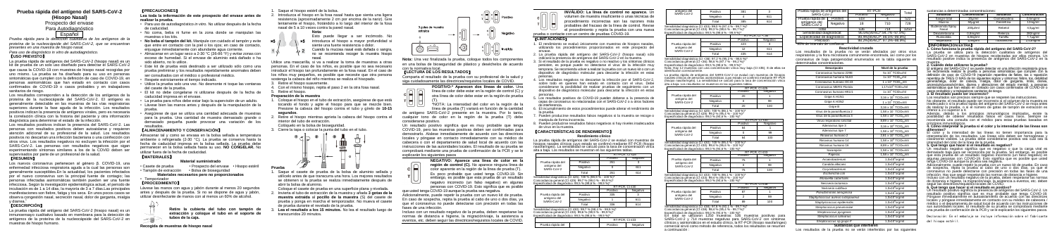# Prueba rápida del antígeno del SARS-CoV-2 (hisopo Nasal)

Prospecto del envase

Para Autodiagnóstico

Español

*Prueba rápida para la detección cualitativa de los antígenos de la proteína de la nucleocápside del SARS-CoV-2, que se encuentran presentes en una muestra de hisopo nasal.*

*Para uso de diagnóstico in vitro de autodiagnóstico.*

## 【USO PREVISTO】

La prueba rápida del antígeno del SARS-CoV-2 (hisopo nasal) es un kit de prueba de un solo uso diseñado para detectar el SARS-CoV-2 que causa la COVID-19 con muestras de hisopo nasal recogidas por uno mismo. La prueba se ha diseñado para su uso en personas sintomáticas que cumplen con la definición de caso de COVID-19, en personas asintomáticas que han estado en contacto con casos confirmados de COVID-19 o casos probables y en trabajadores sanitarios de riesgo.

Los resultados corresponden a la detección de los antígenos de la proteína de la nucleocápside del SARS-CoV-2. El antígeno es generalmente detectable en las muestras de las vías respiratorias superiores durante la fase aguda de la infección. Los resultados positivos indican la presencia de antígenos virales, pero es necesaria la correlación clínica con la historia del paciente y otra información diagnóstica para determinar el estado de la infección.

Los resultados positivos indican la presencia de SARS-CoV-2. Las personas con resultados positivos deben autoaislarse y requerir atención adicional de su profesional de la salud. Los resultados positivos no descartan una infección bacteriana o una coinfección con otros virus. Los resultados negativos no excluyen la infección por el SARS-CoV-2. Las personas con resultados negativos que siguen experimentando síntomas similares a los de la COVID deben ser supervisadas por parte de un profesional de la salud.

## 【RESUMEN】

Los nuevos coronavirus pertenecen al género β. COVID-19 es una enfermedad infecciosa respiratoria aguda a la cual las personas son generalmente susceptibles. En la actualidad, los pacientes infectados por el nuevo coronavirus son la principal fuente de contagio; las personas infectadas asintomáticas también pueden ser una fuente infecciosa. Según la investigación epidemiológica actual, el periodo de incubación es de 1 a 14 días, la mayoría de 3 a 7 días. Las principales manifestaciones son fiebre, fatiga y tos seca. En unos pocos casos se observan congestión nasal, secreción nasal, dolor de garganta, mialgia y diarrea.

## 【PRINCIPIO】

La prueba rápida del antígeno del SARS-CoV-2 (hisopo nasal) es un inmunoensayo cualitativo basado en membrana para la detección de antígenos de la proteína de la nucleocápside del SARS-CoV-2 en muestras de hisopo humano.

## 【PRECAUCIONES】

**Lea toda la información de este prospecto del envase antes de realizar la prueba.**

- Para uso de autodiagnóstico in vitro. No utilizar después de la fecha de caducidad.
- No coma, beba ni fume en la zona donde se manipulan las muestras o los kits.
- **No beba el tampón del kit.** Manipule con cuidado el tampón y evite que entre en contacto con la piel o los ojos; en caso de contacto, enjuague inmediatamente con abundante agua corriente.
- Almacenar en un lugar seco a 2-30 °C (36-86 °F) y evitar zonas con exceso de humedad. Si el envase de aluminio está dañado o ha sido abierto, no lo utilice.
- Este kit de prueba está destinado a ser utilizado sólo como una prueba preliminar y los resultados repetidamente anormales deben ser consultados con el médico o profesional médico.
- Respete estrictamente el tiempo indicado.
- Utilice la prueba solo una vez. No desmonte ni toque las ventanas de la tira de prueba.
- El kit no debe congelarse ni utilizarse después de la fecha de caducidad impresa en el envase.
- La prueba para niños debe estar bajo la supervisión de un adulto.
- Lávese bien las manos antes y después de la manipulación de la prueba.
- Asegúrese de que se utiliza una cantidad adecuada de muestras para la prueba. Una cantidad de muestra demasiado grande o demasiado pequeña puede provocar una variación de los resultados.

## 【ALMACENAMIENTO Y CONSERVACIÓN】

Almacene el kit y conserve envasado en la bolsa sellada a temperatura ambiente o refrigerada (2-30 °C). La prueba se conserva hasta la fecha de caducidad impresa en la bolsa sellada. La prueba debe permanecer en la bolsa sellada hasta su uso. **NO CONGELAR.** No utilizar fuera de la fecha de caducidad.

## 【MATERIALES】

**Material suministrado**

- Casete de prueba
- Prospecto del envase
- Hisopo estéril
- Tampón de extracción
- Bolsa de bioseguridad

**Materiales necesarios pero no proporcionados**

- Temporizador

## 【PROCEDIMIENTO】

Lávese las manos con agua y jabón durante al menos 20 segundos antes y después de la prueba. Si no se dispone de agua y jabón, utilice un desinfectante de manos con al menos un 60% de alcohol.

**Retire la cubierta del tubo con tampón de extracción y coloque el tubo en el soporte de tubos de la caja.**

**Recogida de muestras de hisopo nasal**

1. Saque el hisopo estéril de la bolsa.
2. Introduzca el hisopo en la fosa nasal hasta que sienta una ligera resistencia (aproximadamente 2 cm por encima de la nariz). Gire lentamente el hisopo, frotándolo a lo largo del interior de la fosa nasal de 5 a 10 veces contra la pared nasal.

**Nota:**
Esto puede llegar a ser incómodo. No introduzca el hisopo a mayor profundidad si siente una fuerte resistencia o dolor.
Cuando la mucosa nasal está dañada o sangra, no se recomienda recoger la muestra hisopo nasal.

Utilice una mascarilla, si va a realizar la toma de muestras a otras personas. En el caso de los niños, es posible que no sea necesario introducir el hisopo tan profundamente en la fosa nasal. En el caso de los niños muy pequeños, es posible que necesite que otra persona sostenga la cabeza del niño mientras se realiza el hisopado.

3. Retire el hisopo suavemente.
4. Utilizando el mismo hisopo, repita el paso 2 en la otra fosa nasal.
5. Retire el hisopo.

**Preparación de la muestra**

1. Coloque el hisopo en el tubo de extracción, asegúrese de que está tocando el fondo y agite el hisopo para que se mezcle bien. Presione la cabeza del hisopo contra el tubo y gírelo de **10-15 segundos**.
2. Retire el hisopo mientras aprieta la cabeza del hisopo contra el interior del tubo de extracción.
Colóquelo en la bolsa de bioseguridad.
3. Cierre la tapa o coloque la punta del tubo en el tubo.

**Prueba**

1. Saque el casete de prueba de la bolsa de aluminio sellada y utilícelo antes de que transcurra una hora. Los mejores resultados se obtienen si la prueba se realiza inmediatamente después de abrir la bolsa de aluminio.
Coloque el casete de prueba en una superficie plana y nivelada.
2. Invierta el tubo de extracción de la muestra y añada **3 gotas de la muestra extraída al pocillo de la muestra** (S) del casete de prueba y ponga en marcha el temporizador. No mueva el casete de prueba durante el desarrollo de la prueba.
3. **Lea el resultado a los 15 minutos.** No lea el resultado luego de transcurridos 20 minutos.

**Nota:** Una vez finalizada la prueba, coloque todos los componentes en una bolsa de bioseguridad de plástico y deséchelos de acuerdo con la normativa local.

## 【LECTURA DE LOS RESULTADOS】

Compare el resultado de la prueba con su profesional de la salud y siga cuidadosamente las directrices/requisitos locales de COVID.

**POSITIVO*: Aparecen dos líneas de color.** Una línea de color debe estar en la región de control (C) y otra línea de color debe estar en la región de prueba (T).

*NOTA: La intensidad del color en la región de la línea de prueba (T) variará en función de la cantidad de antígeno SARS-CoV-2 presente en la muestra. Por lo tanto, cualquier tono de color en la región de prueba (T) debe considerarse positivo.

Un resultado positivo significa que es muy probable que tenga COVID-19, pero los muestras positivas deben ser confirmadas para demostrarlo. Aíslese inmediatamente de acuerdo con las directrices locales y póngase en contacto inmediatamente con su médico de cabecera o el departamento de salud local de acuerdo con las instrucciones de las autoridades locales. El resultado de su prueba será comprobado mediante una prueba de confirmación de la PCR y se le explicarán los siguientes pasos.

**NEGATIVO: Aparece una línea de color en la región de control (C).** No aparece ninguna línea de color aparente en la región de la línea de prueba (T).

Es poco probable que usted tenga COVID-19. Sin embargo, es posible que esta prueba dé un resultado negativo incorrecto (un falso negativo) en algunas personas con COVID-19. Esto significa que es posible que usted tenga COVID-19 aunque la prueba sea negativa.

Adicionalmente, puede repetir la prueba con un nuevo kit de prueba. En caso de sospecha, repita la prueba al cabo de uno o dos días, ya que el coronavirus no puede detectarse con precisión en todas las fases de una infección.

Incluso con un resultado negativo de la prueba, deben respetarse las normas de distancia e higiene, la migración/viaje, la asistencia a eventos, etc. deben seguir las directrices/requisitos locales de COVID.

**INVÁLIDO: La línea de control no aparece.** Un volumen de muestra insuficiente o unas técnicas de procedimiento incorrectas son las razones más probables del fracaso de la línea de control. Revise el procedimiento y repita la prueba con una nueva prueba o contacte con un centro de pruebas COVID-19.

## 【LIMITACIONES】

1. El rendimiento se evaluó únicamente con muestras de hisopos nasales, utilizando los procedimientos proporcionados en este prospecto del envase.
2. La prueba rápida del antígeno del SARS-CoV-2 (hisopo nasal) sólo indicará la presencia de antígenos del SARS-CoV-2 en la muestra.
3. Si el resultado de la prueba es negativo o no reactivo y los síntomas clínicos persisten, se puede deber a que la detección del virus es muy temprana. Se recomienda volver a realizar la prueba con un nuevo kit o consultar un dispositivo de diagnóstico molecular para descartar la infección en estas personas.
4. Los resultados negativos no descartan la infección por el SARS-CoV-2, sobre todo en quienes han estado en contacto con el virus. Debe considerarse la realización de pruebas de seguimiento con un dispositivo de diagnóstico molecular para descartar la infección en estas personas.
5. Los resultados positivos de COVID-19 pueden deberse a la presencia de cepas de coronavirus no relacionadas con el SARS-CoV-2 o a otros factores de interferencia.
6. El incumplimiento de estos procedimientos puede alterar el rendimiento de la prueba.
7. Pueden producirse resultados falsos negativos si la muestra se recoge o manipula de forma incorrecta.
8. Pueden producirse resultados falsos negativos si hay niveles inadecuados de virus en la muestra.

## 【CARACTERÍSTICAS DE RENDIMIENTO】

**Rendimiento clínico**

La prueba rápida del antígeno del SARS-CoV-2 se evaluó con muestras de hisopos nasales clínicos cuyo estado se confirmó mediante RT-PCR (hisopo nasofaríngeo). La sensibilidad se calculó para la tasa de concentración vírica alta a baja. Los resultados se muestran en las siguientes tablas:

| Prueba rápida del antígeno del SARS-CoV-2 | | RT-PCR, Ct≤30 | | Total |
|---|---|---|---|---|
| | | Positivo | Negativo | |
| | Positivo | 201 | 3 | |
| | Negativo | 4 | 611 | |
| | Total | 205 | 614 | |

Sensibilidad diagnóstica (Ct ≤30): 98,0% (95,1% ~ 99,5%)*
Especificidad diagnóstica: 99,5% (98,6% ~ 99,9%)*

| Prueba rápida del antígeno del SARS-CoV-2 | | RT-PCR, Ct≤33 | | Total |
|---|---|---|---|---|
| | | Positivo | Negativo | |
| | Positivo | 226 | 3 | |
| | Negativo | 10 | 611 | |
| | Total | 236 | 614 | |

Sensibilidad diagnóstica (Ct ≤33): 95,8% (92,3% ~ 97,9%)*
Especificidad diagnóstica: 99,5% (98,6% ~ 99,9%)*

| Prueba rápida del antígeno del SARS-CoV-2 | | RT-PCR, Ct≤35 | | Total |
|---|---|---|---|---|
| | | Positivo | Negativo | |
| | Positivo | 231 | 3 | |
| | Negativo | 18 | 611 | |
| | Total | 249 | 614 | |

| Prueba rápida del antígeno del SARS-CoV-2 | | RT-PCR, Ct≤37 | | Total |
|---|---|---|---|---|
| | | Positivo | Negativo | |
| | Positivo | 233 | 3 | |
| | Negativo | 22 | 611 | |
| | Total | 255 | 614 | |

Sensibilidad diagnóstica: 92,8% (88,8% ~ 95,7%)*
Especificidad diagnóstica: 99,5% (98,6% ~ 99,9%)*
*Intervalos de confianza del 95%

**Reactividad cruzada**

Los resultados de la prueba no se verán afectados por otros virus respiratorios y la flora microbiana comúnmente encontrada, así como por coronavirus de baja patogenicidad enumerados en la tabla siguiente a determinadas concentraciones.

| Descripción | Nivel de la prueba |
|---|---|
| Coronavirus humano 229E | $5 \times 10^5$ TCID₅₀/ml |
| Coronavirus humano NL63 | $1 \times 10^6$ TCID₅₀/ml |
| Coronavirus humano OC43 | $1 \times 10^6$ TCID₅₀/ml |
| Coronavirus MERS | $7,9 \times 10^5$ TCID₅₀/ml |
| Coronavirus humano HKU1 | $1 \times 10^6$ TCID₅₀/ml |
| Gripe A H1N1 | $3,16 \times 10^5$ TCID₅₀/ml |
| Gripe A H3N2 | $1 \times 10^5$ TCID₅₀/ml |
| Gripe B | $3,16 \times 10^6$ TCID₅₀/ml |
| Virus de la parainfluenza 2 | $1,58 \times 10^7$ TCID₅₀/ml |
| Virus de la parainfluenza 3 | $1,58 \times 10^8$ TCID₅₀/ml |
| Virus respiratorio sincitial | $8,89 \times 10^4$ TCID₅₀/ml |
| Adenovirus tipo 3 | $3,16 \times 10^4$ TCID₅₀/ml |
| Adenovirus tipo 7 | $1,58 \times 10^5$ TCID₅₀/ml |
| Rinovirus humano 2 | $2,81 \times 10^4$ TCID₅₀/ml |
| Rinovirus humano 14 | $1,58 \times 10^6$ TCID₅₀/ml |
| Rinovirus humano 16 | $8,89 \times 10^6$ TCID₅₀/ml |
| Sarampión | $1,58 \times 10^4$ TCID₅₀/ml |
| Paperas | $1,58 \times 10^4$ TCID₅₀/ml |
| Arcanobacterium | $1,0 \times 10^8$ org/ml |
| Candida albicans | $1,0 \times 10^8$ org/ml |
| Corynebacterium | $1,0 \times 10^8$ org/ml |
| Escherichia coli | $1,0 \times 10^8$ org/ml |
| Moraxella catarrhalis | $1,0 \times 10^8$ org/ml |
| Neisseria lactamica | $1,0 \times 10^8$ org/ml |
| Neisseria subflava | $1,0 \times 10^8$ org/ml |
| Pseudomonas aeruginosa | $1,0 \times 10^8$ org/ml |
| Staphylococcus aureus subspaureus | $1,0 \times 10^8$ org/ml |
| Staphylococcus epidermidis | $1,0 \times 10^8$ org/ml |
| Streptococcus pneumoniae | $1,0 \times 10^8$ org/ml |
| Streptococcus pyogenes | $1,0 \times 10^8$ org/ml |
| Streptococcus salivarius | $1,0 \times 10^8$ org/ml |
| Streptococcus sp. grupo F | $1,0 \times 10^8$ org/ml |

**Sensibilidad del análisis**

Se han probado virus cultivados. Las muestras positivas para SARS-CoV-2 y las muestras negativas para SARS-CoV-2 con síntomas clínicos y anomalías en un estudio clínico, la RT-PCR (hisopo nasofaríngeo) como el método de referencia, todos los resultados se muestran a continuación:

**Sustancias interferentes**

Los resultados de la prueba no se verán interferidos por las siguientes sustancias a determinadas concentraciones:

| Sustancia | Concentración | Sustancia | Concentración |
|---|---|---|---|
| Sangre | 4% | Mucina | 0,5% |
| Biotina | 100 µg/ml | Fenilefrina | 12 mg/ml |
| Budesonida spray nasal | 200 µl/ml | Heparina | 2 µg/ml |
| Dexametasona | 0,8 mg/ml | Tobramicina | 250 µg/ml |
| Flunisolida | 6,8 ng/ml | Oximetazolina | 0,6 mg/ml |
| Mupirocina | 12 mg/ml | Tamiflú | 5 mg/ml |

## 【INFORMACIÓN EXTRA】

**1. ¿Cómo funciona la prueba rápida del antígeno del SARS-CoV-2?**

La prueba se utiliza para la detección cualitativa de antígenos del SARS-CoV-2 en muestras de hisopo recogidas por uno mismo. Un resultado positivo indica la presencia de antígenos del SARS-CoV-2 en la muestra.

**2. ¿Cuándo debe utilizarse la prueba?**

El antígeno del SARS-CoV-2 puede detectarse en una infección aguda de las vías respiratorias. Se recomienda realizar la prueba a personas sintomáticas que cumplen con la definición de caso de COVID-19, en personas asintomáticas que han estado en contacto con casos confirmados de COVID-19 o casos probables y en trabajadores sanitarios de riesgo, como fiebre, dolor de garganta, tos, dolor de cabeza y otros síntomas, productos y adecuados.

**3. ¿Puede el resultado ser incorrecto?**

Los resultados son precisos siempre que se respeten las instrucciones. No obstante, el resultado puede ser incorrecto si el volumen de la muestra es inadecuado o si la prueba rápida del antígeno del SARS-CoV-2 se moja antes de realizar la prueba, o si el número de gotas de tampón de extracción es inferior a 3 o superior a 4.

Además, debido a los principios inmunológicos implicados, existe la posibilidad de obtener resultados falsos en casos raros. Siempre se recomienda una consulta con el médico para estas pruebas basadas en principios inmunológicos.

**4. ¿Cómo interpretar la prueba si el color y la intensidad de las líneas son diferentes?**

El color y la intensidad de las líneas no tienen importancia para la interpretación de los resultados. Las líneas sólo deben ser homogéneas y claramente visibles. La prueba debe considerarse positiva sea cual sea la intensidad del color de la línea de la prueba.

**5. ¿Qué tengo que hacer si el resultado es negativo?**

Un resultado negativo significa que es negativo o que la carga viral es demasiado baja para ser reconocida por la prueba. Sin embargo, es posible que esta prueba dé un resultado negativo incorrecto (un falso negativo) en algunas personas con COVID-19. Esto significa que es posible que usted tenga COVID-19 aunque la prueba sea negativa.

Además, puede repetir la prueba con un nuevo kit de prueba. En caso de sospecha, repita la prueba al cabo de uno o dos días, ya que el coronavirus no puede detectarse con precisión en todas las fases de una infección. Deben respetarse las normas de distancia e higiene. Incluso con un resultado negativo de la prueba, deben respetarse las normas de distancia e higiene, la migración/viaje, la asistencia a eventos, etc. deben seguir las directrices/requisitos locales de COVID.

**6. ¿Qué tengo que hacer si el resultado es positivo?**

Un resultado positivo significa la presencia de antígenos del SARS-CoV-2. Un resultado positivo significa que es muy probable que tenga COVID-19. Aíslese inmediatamente de acuerdo con las directrices locales y póngase inmediatamente en contacto con su médico de cabecera o médico o el departamento de salud local de acuerdo con las instrucciones de las autoridades locales. El resultado de su prueba será comprobado por una prueba de confirmación de la PCR y se le explicarán los siguientes pasos.

Declaración: Se el embalaje se incluye información sobre el fabricante del hisopo estéril.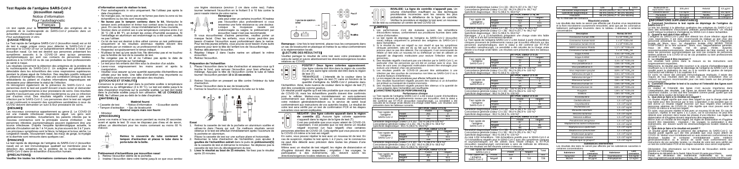# Test Rapide de l'antigène SARS-CoV-2 (écouvillon nasal)

Notice d'information

Pour l'autodiagnostic

Français

*Un test rapide pour la détection qualitative des antigènes de la protéine de la nucléocapside du SARS-CoV-2 présents dans un échantillon d'écouvillon nasal.*

*Pour l'autodiagnostic in vitro.*

## 【USAGE PRÉVU】

Le Test rapide de l'antigène SARS-CoV-2 (écouvillon nasal) est un kit de test à usage unique conçu pour détecter le SARS-CoV-2 qui provoque la COVID-19 sur un autoprélèvement effectué à l'aide d'un écouvillon nasal.

## 【PRINCIPE】

Le test rapide de détection de l'antigène du SARS-CoV-2 (écouvillon nasal) est un test immunologique qualitatif sur membrane pour la détection des antigènes de la protéine de la nucléocapside du SARS-CoV-2 dans un échantillon d'écouvillon humain.

## 【PRÉCAUTIONS】

**Veuillez lire toutes les informations contenues dans cette notice d'information avant de réaliser le test.**

## 【STOCKAGE ET STABILITÉ】

## 【MATÉRIELS】

**Matériel fourni**

- Cassette de test
- Notice d'information
- Écouvillon stérile
- Tampon d'extraction
- Sac de biosécurité

**Matériel requis mais non fourni**

- Minuteur

## 【PROCÉDURE】

**Retirez le couvercle du tube contenant le tampon d'extraction et placez le tube dans le porte-tube de la boîte.**

**Prélèvement d'échantillons par écouvillon nasal**

**Remarque :**

**Préparation de l'échantillon**

**Essai**

## 【LECTURE DES RÉSULTATS】

**POSITIF :\*** Deux lignes colorées apparaissent.

**NÉGATIF :** Une ligne colorée apparaît dans la région de contrôle (C).

**INVALIDE :** La ligne de contrôle n'apparaît pas.

## 【LIMITES】

## 【CARACTÉRISTIQUES DE PERFORMANCE】

**Performance clinique**

## 【RÉACTIVITÉ CROISÉE】

## 【SUBSTANCES INTERFÉRENTES】

## 【QUESTIONS-RÉPONSES】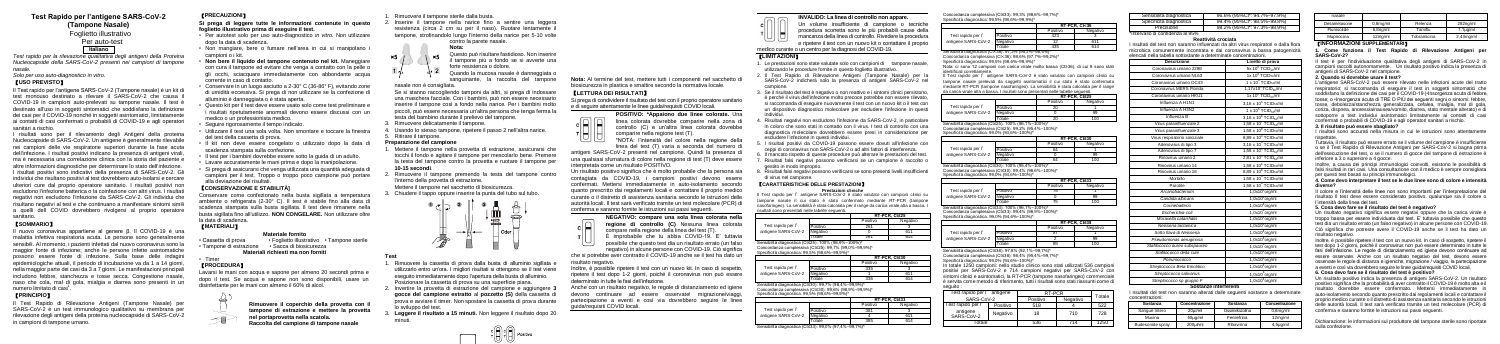# Test Rapido per l'antigene SARS-CoV-2 (Tampone Nasale)

Foglietto illustrativo

Per auto-test

**Italiano**

*Test rapido per la rilevazione qualitativa degli antigeni della Proteina Nucleocapside della SARS-CoV-2 presenti nei campioni di tampone nasale.*

*Solo per uso auto-diagnostico in vitro.*

## 【USO PREVISTO】

Il Test rapido per l'antigene SARS-CoV-2 (Tampone nasale) è un kit di test monouso destinato a rilevare il SARS-CoV-2 che causa il COVID-19 in campioni auto-prelevati su tampone nasale. Il test è destinato all'uso in soggetti sintomatici che soddisfano la definizione dei casi per il COVID-19 incontrati in soggetti asintomatici, limitatamente ai contatti di casi confermati o probabili di COVID-19 e agli operatori sanitari a rischio.

I risultati sono per il rilevamento degli Antigeni della proteina Nucleocapside di SARS-CoV-2. Un antigene è generalmente rilevabile nei campioni delle vie respiratorie superiori durante la fase acuta dell'infezione. I risultati positivi indicano la presenza di antigeni virali, ma è necessaria una correlazione clinica con la storia del paziente e altre informazioni diagnostiche per determinare lo stato dell'infezione. I risultati positivi sono indicativi della presenza di SARS-CoV-2. Gli individui che risultano positivi al test dovrebbero auto-isolarsi e cercare ulteriore cure dal proprio operatore sanitario. I risultati positivi non escludono l'infezione batterica o la coinfezione con altri virus. I risultati negativi non escludono l'infezione da SARS-CoV-2. Gli individui che risultano negativi al test e che continuano a manifestare sintomi simili a quelli del COVID dovrebbero rivolgersi al proprio operatore sanitario.

## 【SOMMARIO】

Il nuovo coronavirus appartiene al genere β. Il COVID-19 è una malattia infettiva respiratoria acuta. Le persone sono generalmente sensibili. Al momento, i pazienti infettati dal nuovo coronavirus sono la maggior fonte di infezione; anche le persone infette asintomatiche possono essere fonte di infezione. Sulla base delle indagini epidemiologiche attuali, il periodo di incubazione va da 1 a 14 giorni, nella maggior parte dei casi da 3 a 7 giorni. Le manifestazioni principali includono febbre, stanchezza e tosse secca. Congestione nasale, naso che cola, mal di gola, mialgia e diarrea sono presenti in un numero limitato di casi.

## 【PRINCIPIO】

Il Test Rapido di Rilevazione Antigeni (Tampone Nasale) per SARS-CoV-2 è un test immunologico qualitativo su membrana per rilevazione degli antigeni della proteina nucleocapside di SARS-CoV-2 in campioni di tampone umano.

## 【PRECAUZIONI】

**Si prega di leggere tutte le informazioni contenute in questo foglietto illustrativo prima di eseguire il test.**

- Per esclusivo uso auto-diagnostico in vitro. Non utilizzare dopo la data di scadenza.
- Non mangiare, bere o fumare nell'area in cui si manipolano i campioni o i kit.
- **Non bere il liquido del tampone contenuto nel kit.** Maneggiare con cura il tampone ed evitare che venga a contatto con la pelle o gli occhi, sciacquare immediatamente con abbondante acqua corrente in caso di contatto.
- Conservare in un luogo asciutto a 2-30° C (36-86° F), evitando zone a umidità eccessiva. Si prega di non utilizzare se la confezione di alluminio è danneggiata o è stata aperta.
- Questo kit deve essere usato solo come test preliminare e i risultati eventualmente anormali devono essere discussi con un medico o un professionista medico.
- Seguire rigorosamente i tempi indicati.
- Utilizzare il test una sola volta. Non smontare e toccare la finestra del test della cassetta di prova.
- Il kit non deve essere congelato o utilizzato dopo la data di scadenza stampata sulla confezione.
- Il test per i bambini dovrebbe essere sotto la guida di un adulto.
- Lavare accuratamente le mani prima e dopo la manipolazione.
- Si prega di assicurarsi che venga utilizzata una quantità adeguata di campione per il test. Troppo o troppo poco campione può portare alla deviazione dei risultati.

## 【CONSERVAZIONE E STABILITÀ】

Conservare come confezionato nella busta sigillata a temperatura ambiente o refrigerata (2-30° C). Il test è stabile fino alla data di scadenza stampata sulla busta sigillata. Il test deve rimanere nella busta sigillata fino all'utilizzo. **NON CONGELARE.** Non utilizzare oltre la data di scadenza.

## 【MATERIALI】

**Materiale fornito**

- Cassetta di prova
- Foglietto illustrativo
- Tampone sterile
- Tampone di estrazione
- Sacco di biosicurezza

**Materiali richiesti ma non forniti**

- Timer

## 【PROCEDURA】

Lavarsi le mani con acqua e sapone per almeno 20 secondi prima e dopo il test. Se acqua e sapone non sono disponibili, usare un disinfettante per le mani con almeno il 60% di alcol.

**Rimuovere il coperchio della provetta con il tampone di estrazione e mettere la provetta nel portaprovette sulla scatola.**

**Raccolta del campione di tampone nasale**

1. Rimuovere il tampone sterile dalla busta.
2. Inserire il tampone nella narice fino a sentire una leggera resistenza (circa 2 cm su per il naso). Ruotare lentamente il tampone, strofinando lungo l'interno della narice per 5-10 volte contro la parete nasale.

**Nota:**

Questo può risultare fastidioso. Non inserire il tampone più a fondo se si avverte una forte resistenza o dolore.

Quando la mucosa nasale è danneggiata o sanguinante, la raccolta del tampone nasale non è consigliata.

Se si stanno raccogliendo tamponi da altri, si prega di indossare una maschera facciale. Con i bambini, può non essere necessario inserire il tampone così a fondo nella narice. Per i bambini molto piccoli, può essere necessario un'altra persona che tenga ferma la testa del bambino durante il prelievo del tampone.

3. Rimuovere delicatamente il tampone.
4. Usando lo stesso tampone, ripetere il passo 2 nell'altra narice.
5. Ritirare il tampone.

**Preparazione del campione**

1. Mettere il tampone nella provetta di estrazione, assicurarsi che tocchi il fondo e agitare il tampone per mescolarlo bene. Premere la testa del tampone contro la provetta e ruotare il tampone per **10-15 secondi.**
2. Rimuovere il tampone premendo la testa del tampone contro l'interno della provetta di estrazione.
   Mettere il tampone nel sacchetto di biosicurezza.
3. Chiudere il tappo e inserire la punta del tubo sul tubo.

**Test**

1. Rimuovere la cassetta di prova dalla busta di alluminio sigillata e utilizzarlo entro un'ora. I migliori risultati si ottengono se il test viene eseguito immediatamente dopo l'apertura della busta di alluminio. Posizionare la cassetta di prova su una superficie piana.
2. Invertire la provetta di estrazione del campione e aggiungere **3 gocce del campione estratto al pozzetto (S)** della cassetta di prova e avviare il timer. Non spostare la cassetta di prova durante lo sviluppo del test.
3. **Leggere il risultato a 15 minuti.** Non leggere il risultato dopo 20 minuti.

**Nota:** Al termine del test, mettere tutti i componenti nel sacchetto di biosicurezza in plastica e smaltire secondo la normativa locale.

## 【LETTURA DEI RISULTATI】

Si prega di condividere il risultato del test con il proprio operatore sanitario e di seguire attentamente le linee guida/requisiti COVID locali.

**POSITIVO: \*Appaiono due linee colorate.** Una linea colorata dovrebbe comparire nella zona di controllo (C) e un'altra linea colorata dovrebbe comparire nella regione test (T).

*\*NOTA:* l'intensità del colore nella regione della linea del test (T) varia a seconda del numero di antigeni SARS-CoV-2 presenti nel campione. Quindi la presenza di una qualsiasi sfumatura di colore nella regione di test (T) deve essere interpretata come un risultato POSITIVO.

Un risultato positivo significa che è molto probabile che la persona sia contagiata da COVID-19, i campioni positivi devono essere confermati. Mettersi immediatamente in auto-isolamento secondo quanto prescritto dai regolamenti locali e contattare il proprio medico curante o il distretto di assistenza sanitaria secondo le istruzioni delle autorità locali. Il test sarà verificato tramite un test molecolare (PCR) di conferma e saranno indicate le misure successive da adottare.

**NEGATIVO: compare una sola linea colorata nella regione di controllo (C).** Nessuna linea colorata compare nella regione della linea del test (T).

È improbabile che tu abbia il COVID-19. E' tuttavia possibile che questo test dia un risultato errato (un falso negativo) in alcune persone con COVID-19. Ciò significa che è possibile aver contratto il COVID-19 anche se il test ha dato un risultato negativo.

Inoltre, è possibile ripetere il test con un nuovo kit. In caso di sospetto, ripetere il test dopo 1-2 giorni, poiché il coronavirus non può essere determinato in tutte le fasi dell'infezione.

Anche con un risultato negativo, le regole di distanziamento ed igiene devono continuare ad essere osservate: migrazione/viaggi, partecipazione a eventi e così via dovrebbero seguire le linee guida/requisiti COVID locali.

**INVALIDO: La linea di controllo non appare.**

Un volume insufficiente di campione o tecniche procedurali scorrette sono le più probabili cause della mancanza della linea di controllo. Rivedere la procedura e ripetere il test con un nuovo kit o contattare il proprio medico curante o un centro per la diagnosi del COVID-19.

## 【LIMITAZIONI】

1. Le procedure sono state valutate solo con campioni di tampone nasale, utilizzando le procedure fornite in questo foglietto illustrativo.
2. Il Test Rapido di Rilevazione Antigeni (Tampone Nasale) per la SARS-CoV-2 indicherà solo la presenza di antigeni SARS-CoV-2 nel campione.
3. Se il risultato del test è negativo o non reattivo e i sintomi clinici persistono, è perché il virus dell'infezione molto precoce potrebbe non essere rilevato; si raccomanda di eseguire nuovamente il test con un nuovo kit o il test con un dispositivo diagnostico molecolare per escludere l'infezione in questi individui.
4. Risultati negativi non escludono l'infezione da SARS-CoV-2, in particolare in coloro che sono stati in contatto con il virus. I test di controllo con una diagnostica molecolare dovrebbero essere presi in considerazione per escludere l'infezione in questi individui.
5. I risultati positivi da COVID-19 possono essere dovuti all'infezione con ceppi di coronavirus non SARS-CoV-2 o ad altri fattori di interferenza.
6. Il mancato rispetto di queste procedure può alterare le prestazioni del test.
7. Risultati falsi negativi possono verificarsi se un campione è raccolto o gestito in modo improprio.
8. Risultati falsi negativi possono verificarsi se sono presenti livelli insufficienti di virus nel campione.

## 【CARATTERISTICHE DELLE PRESTAZIONI】

**Prestazioni cliniche**

Il test rapido per l'antigene SARS-CoV-2 è stato valutato con campioni clinici su tampone nasale il cui stato è stato confermato mediante RT-PCR (tampone naso/faringeo). La sensibilità è stata calcolata per il range della soglia di ciclo e i risultati sono presentati nelle tabelle seguenti.

| Test rapido per l'antigene SARS-CoV-2 | | RT-PCR, Ct≤25 | |
|---|---|---|---|
| | | Positivo | Negativo |
| | Positivo | 335 | 4 |
| | Negativo | 1 | 710 |

Sensibilità diagnostica (CI/95%): 99,7% (98,3%-99,9%)
Specificità diagnostica (CI/95%): 99,4% (98,6%-99,8%)

| Test rapido per l'antigene SARS-CoV-2 | | RT-PCR, Ct≤30 | |
|---|---|---|---|
| | | Positivo | Negativo |
| | Positivo | 451 | 4 |
| | Negativo | 4 | 710 |

Sensibilità diagnostica (CI/95%): 99,1% (97,8%-99,7%)
Specificità diagnostica (CI/95%): 99,4% (98,6%-99,8%)

| Test rapido per l'antigene SARS-CoV-2 | | RT-PCR, Ct≤33 | |
|---|---|---|---|
| | | Positivo | Negativo |
| | Positivo | 481 | 4 |
| | Negativo | 8 | 710 |

Sensibilità diagnostica (CI/95%): 98,4% (96,8%-99,2%)
Specificità diagnostica (CI/95%): 99,4% (98,6%-99,8%)

In totale nello studio clinico sono stati utilizzati 510 campioni positivi per SARS-CoV-2 e 714 campioni negativi per SARS-CoV-2 con sintomi clinici o asintomatici. La RT-PCR (tampone naso/faringeo) commerciale è servita come metodo di riferimento. I risultati sono riassunti nella tabella seguente:

| Test rapido per l'antigene SARS-CoV-2 | | RT-PCR | | Totale |
|---|---|---|---|---|
| | | Positivo | Negativo | |
| | Positivo | 498 | 4 | 502 |
| | Negativo | 12 | 710 | 722 |
| Totale | | 510 | 714 | 1224 |

| | | |
|---|---|---|
| Sensibilità diagnostica | 97,6% (95%CI\*: 96,0%-98,7%) | |
| Specificità diagnostica | 99,4% (95%CI\*: 98,6%-99,8%) | |
| Accuratezza | 98,7% (95%CI\*: 97,9%-99,2%) | |

\*Intervallo di confidenza

**Reattività crociata**

I risultati del test non saranno alterati da altri virus respiratori e dalla flora microbica comunemente riscontrata e da coronavirus a bassa patogenicità elencati nella tabella seguente a determinate concentrazioni.

| Descrizione | Limite di prova |
|---|---|
| Coronavirus umano 229E | $1 \times 10^5$ TCID$_{50}$/ml |
| Coronavirus umano OC43 | $1 \times 10^5$ TCID$_{50}$/ml |
| Coronavirus umano NL63 | $1 \times 10^5$ TCID$_{50}$/ml |
| Coronavirus MERS Florida | $1.17 \times 10^4$ TCID$_{50}$/ml |
| Coronavirus umano HKU1 | $1 \times 10^5$ TCID$_{50}$/ml |
| Influenza A H1N1 | $3.16 \times 10^5$ TCID$_{50}$/ml |
| Influenza A H3N2 | $1 \times 10^5$ TCID$_{50}$/ml |
| Influenza B | $3.16 \times 10^6$ TCID$_{50}$/ml |
| Virus parainfluenzale 2 | $1.58 \times 10^7$ TCID$_{50}$/ml |
| Virus parainfluenzale 3 | $1.58 \times 10^8$ TCID$_{50}$/ml |
| Virus respiratorio sinciziale | $8.89 \times 10^4$ TCID$_{50}$/ml |
| Adenovirus di tipo 3 | $3.16 \times 10^4$ TCID$_{50}$/ml |
| Adenovirus di tipo 7 | $1.58 \times 10^5$ TCID$_{50}$/ml |
| Rinovirus umano 2 | $2.81 \times 10^4$ TCID$_{50}$/ml |
| Rinovirus umano 14 | $1.58 \times 10^6$ TCID$_{50}$/ml |
| Rinovirus umano 16 | $8.89 \times 10^6$ TCID$_{50}$/ml |
| Morbillo | $1.58 \times 10^4$ TCID$_{50}$/ml |
| Parotite | $1.58 \times 10^4$ TCID$_{50}$/ml |
| Arcanobacterium | $1.0 \times 10^8$ org/ml |
| Candida albicans | $1.0 \times 10^8$ org/ml |
| Corynebacterium | $1.0 \times 10^8$ org/ml |
| Escherichia coli | $1.0 \times 10^8$ org/ml |
| Moraxella catarrhalis | $1.0 \times 10^8$ org/ml |
| Neisseria lactamica | $1.0 \times 10^8$ org/ml |
| Neisseria subflava | $1.0 \times 10^8$ org/ml |
| Pseudomonas aeruginosa | $1.0 \times 10^8$ org/ml |
| Staphylococcus aureus subspaureus | $1.0 \times 10^8$ org/ml |
| Staphylococcus epidermidis | $1.0 \times 10^8$ org/ml |
| Streptococcus pneumoniae | $1.0 \times 10^8$ org/ml |
| Streptococcus pygenes | $1.0 \times 10^8$ org/ml |
| Streptococcus salivarius | $1.0 \times 10^8$ org/ml |

**Sostanze interferenti**

I risultati del test non saranno alterati dalle seguenti sostanze alle seguenti concentrazioni:

| Sostanza | Concentrazione | Sostanza | Concentrazione |
|---|---|---|---|
| Sangue intero | 20μl/ml | Ossimetazolina | 0,6mg/ml |
| Mucina | 50μg/ml | Fenilefrina | 12mg/ml |
| Budesonide spray | 200μl/ml | Ribavirina | 4,0μg/ml |
| Desametasone | 0,8mg/ml | Mupirocina | 12mg/ml |
| Flunisolide | 6,8ng/ml | Tobramicina | 2,43mg/ml |

## 【INFORMAZIONI SUPPLEMENTARI】

**1. Come funziona il Test Rapido di Rilevazione Antigeni per SARS-CoV-2?**

Il test è per l'individuazione qualitativa degli antigeni di SARS-CoV-2 in campioni raccolti autonomamente. Un risultato positivo indica la presenza di antigeni di SARS-CoV-2 nel campione.

**2. Quando si dovrebbe usare il test?**

L'antigene SARS-CoV-2 può essere rilevato nelle infezioni acute del tratto respiratorio; si raccomanda di eseguire il test in soggetti sintomatici che soddisfano la definizione dei casi per il COVID-19 incontrati in soggetti asintomatici, limitatamente ai contatti di casi confermati o probabili di COVID-19 e agli operatori sanitari a rischio.

**3. Il risultato può essere sbagliato?**

I risultati sono accurati nella misura in cui le istruzioni sono attentamente rispettate.

Tuttavia, il risultato può essere errato se il volume del campione è insufficiente o se il Test Rapido di Rilevazione Antigeni per SARS-CoV-2 si bagna prima dell'esecuzione del test, o se il numero di gocce di estrazione è inferiore a 3 o superiore.

Inoltre, a causa dei principi immunologici coinvolti, esistono le possibilità di falsi risultati in rari casi. Una consultazione con il medico è sempre consigliata per questi test basati su principi immunologici.

**4. Come devo interpretare il test se le due linee sono di colore e intensità diverse?**

Il colore e l'intensità delle linee non sono importanti per l'interpretazione dei risultati. Il test deve essere considerato positivo, qualunque sia il colore e l'intensità della linea del test.

**5. Cosa devo fare se il risultato del test è negativo?**

Un risultato negativo significa essere negativo oppure che la carica virale è troppo bassa per essere individuata dal test. Ciò significa che potrebbe avere il COVID-19 anche se il test ha dato un risultato negativo.

Inoltre, è possibile ripetere il test con un nuovo kit. In caso di sospetto, ripetere il test dopo 1-2 giorni, poiché il coronavirus non può essere rilevato con precisione in tutte le fasi dell'infezione. Anche con un risultato negativo, devono essere osservate le regole di distanziamento e igiene, migrazione/viaggi, partecipazione a eventi e così via dovrebbero seguire le linee guida/requisiti COVID locali.

**6. Cosa devo fare se il risultato del test è positivo?**

Un risultato positivo indica la presenza degli antigeni SARS-CoV-2. Un risultato positivo significa che è molto probabile che sia contagiato da COVID-19. Mettersi immediatamente in auto-isolamento secondo quanto prescritto dai regolamenti locali e contattare il proprio medico curante o il distretto di assistenza sanitaria secondo le istruzioni delle autorità locali. Il risultato del test sarà verificato tramite un test di conferma molecolare (PCR) e saranno indicate le misure successive da adottare.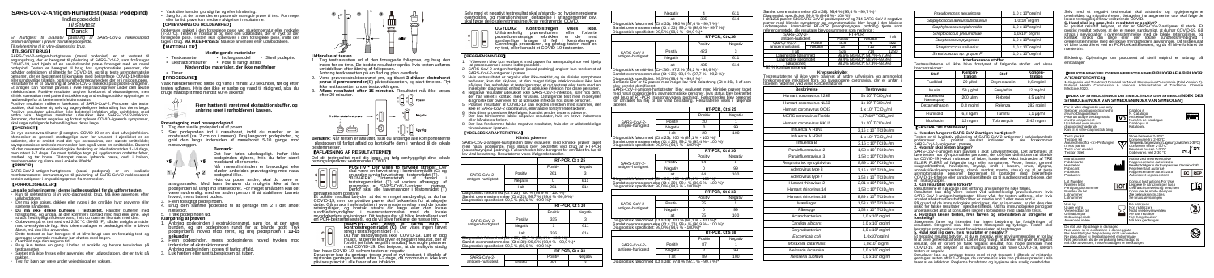# SARS-CoV-2-Antigen-Hurtigtest (Nasal Podeprøve)

Indlægsseddel

*Til selvtest*

Dansk

En hurtigtest til kvalitativ påvisning af SARS-CoV-2 nukleokapsid protein-antigener i prøver fra næsepodning.

Til selvtestning til in vitro-diagnostisk brug.

## 【TILSIGTET BRUG】

## 【OVERSIGT】

## 【PRINCIP】

## 【FORHOLDSREGLER】

## 【OPBEVARING OG HOLDBARHED】

## 【MATERIALER】

**Medfølgende materialer**

- Testkassette
- Indlægsseddel
- Steril podepind
- Ekstraktionsbuffer
- Pose til farligt affald

**Nødvendige materialer, der ikke medfølger**

- Timer

## 【PROCEDURE】

**Fjern hætten til røret med ekstraktionsbuffer, og anbring røret i rørholderen i kassen.**

**Prøveindsamling med næsepodepind**

**Udførelse af testen**

## 【AFLÆSNING AF RESULTATERNE】

**POSITIVT:** To streger vises.

**NEGATIVT:** Der vises én farvet streg i kontrolområdet (C).

**UGYLDIGT:** Kontrolstregen vises ikke.

## 【BEGRÆNSNINGER】

## 【YDELSESKARAKTERISTIKA】

**Klinisk ydeevne**

**Krydsreaktivitet**

| Potentielt krydsreaktivt stof | Testkoncentration |
|---|---|
| Humant coronavirus 229E | $1 \times 10^5$ TCID$_{50}$/ml |
| Humant coronavirus NL63 | $1 \times 10^5$ TCID$_{50}$/ml |
| Humant coronavirus OC43 | $1 \times 10^5$ TCID$_{50}$/ml |
| MERS coronavirus Florida | $1,17 \times 10^4$ TCID$_{50}$/ml |
| Humant coronavirus HKU1 | $1 \times 10^5$ TCID$_{50}$/ml |
| Influenza A H1N1 | $3,16 \times 10^5$ TCID$_{50}$/ml |
| Influenza A H3N2 | $1 \times 10^5$ TCID$_{50}$/ml |
| Influenza B | $3,16 \times 10^5$ TCID$_{50}$/ml |
| Parainfluenzavirus 2 | $1,58 \times 10^7$ TCID$_{50}$/ml |
| Parainfluenzavirus 3 | $1,58 \times 10^8$ TCID$_{50}$/ml |
| Respiratorisk syncytialvirus | $8,89 \times 10^4$ TCID$_{50}$/ml |
| Adenovirus type 3 | $3,16 \times 10^4$ TCID$_{50}$/ml |
| Adenovirus type 7 | $1,58 \times 10^5$ TCID$_{50}$/ml |
| Humant rhinovirus 2 | $2,81 \times 10^4$ TCID$_{50}$/ml |
| Humant rhinovirus 14 | $1,58 \times 10^6$ TCID$_{50}$/ml |
| Humant rhinovirus 16 | $8,89 \times 10^6$ TCID$_{50}$/ml |
| Mæslinger | $1,58 \times 10^4$ TCID$_{50}$/ml |
| Fåresyge | $1,58 \times 10^4$ TCID$_{50}$/ml |
| Arcanobacterium | $1,0 \times 10^8$ org/ml |
| Candida albicans | $1,0 \times 10^8$ org/ml |
| Corynebacterium | $1,0 \times 10^8$ org/ml |
| Escherichia coli | $1,0 \times 10^8$ org/ml |
| Moraxella catarrhalis | $1,0 \times 10^8$ org/ml |
| Neisseria lactamica | $1,0 \times 10^8$ org/ml |
| Neisseria subflava | $1,0 \times 10^8$ org/ml |
| Pseudomonas aeruginosa | $1,0 \times 10^8$ org/ml |
| Staphylococcus aureus subspaureus | $1,0 \times 10^8$ org/ml |
| Staphylococcus epidermidis | $1,0 \times 10^8$ org/ml |
| Streptococcus pneumoniae | $1,0 \times 10^8$ org/ml |
| Streptococcus pyogenes | $1,0 \times 10^8$ org/ml |
| Streptococcus salivarius | $1,0 \times 10^8$ org/ml |
| Streptococcus sp gruppe F | $1,0 \times 10^8$ org/ml |

**Interfererende stoffer**

| Stof | Koncentration | Stof | Koncentration |
|---|---|---|---|
| Fuldblod | 20 µl/ml | Oxymetazolin | 0,6 mg/ml |
| Mucin | 50 µg/ml | Fenylefrin | 12 mg/ml |
| Budesonid-næsespray | 200 µl/ml | Rebetol | 4,5 µg/ml |
| Dexametason | 0,8 mg/ml | Relenza | 282 ng/ml |
| Flunisolid | 6,8 ng/ml | Tamiflu | 1,1 µg/ml |
| Mupirocin | 12 mg/ml | Tobramycin | 2,43 mg/ml |

## 【EKSTRA OPLYSNINGER】

**1. Hvordan fungerer SARS-CoV-2-antigen-hurtigtest?**

**2. Hvornår skal testen bruges?**

**3. Kan resultatet være forkert?**

**4. Hvordan skal testen aflæses, hvis stregernes farve og intensitet er forskellige?**

**5. Hvad skal jeg gøre, hvis resultatet er positivt?**

**6. Hvad skal jeg gøre, hvis resultatet er negativt?**

## 【BIBLIOGRAFI/BIBLIOGRAFIA/BIBLIOGRAPHY】

## 【INDEKS OVER SYMBOLER】

| | |
|---|---|
| Kun til in vitro-diagnostisk brug | Katalog # |
| Opbevares ved 2-30°C | Autoriseret repræsentant |
| Fremstiller | Anvendes inden |
| Batchkode | Må ikke genbruges |
| Se brugsanvisningen | CE-mærke |